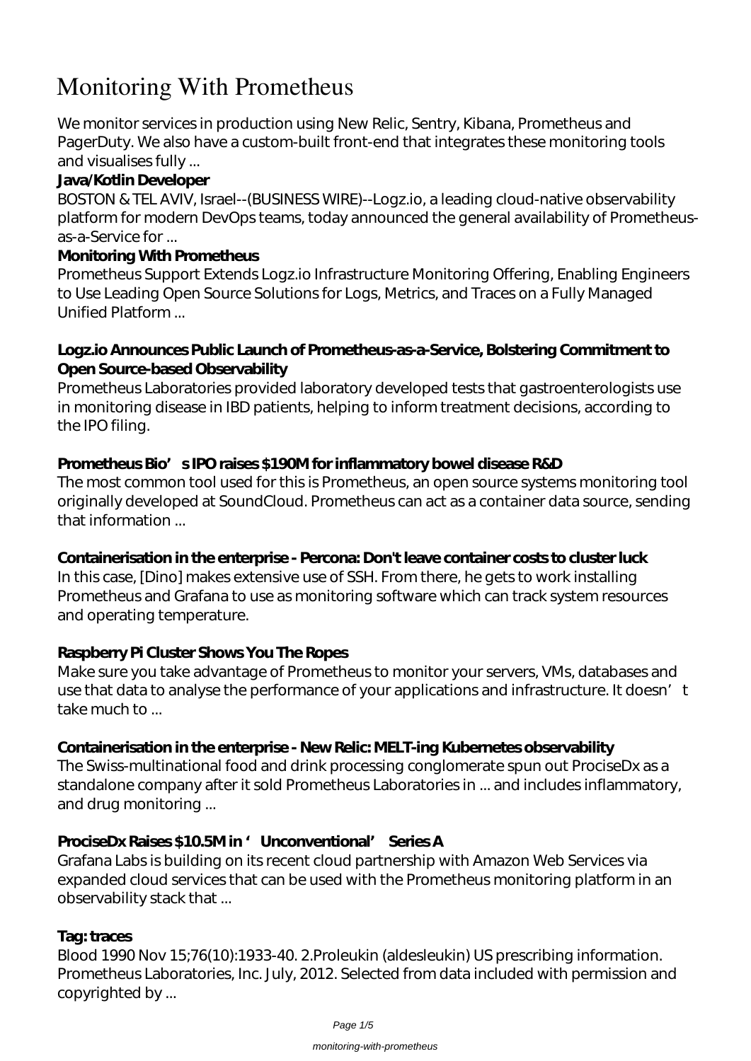# Monitoring With Prometheus

We monitor services in production using New Relic, Sentry, Kibana, Prometheus and PagerDuty. We also have a custom-built front-end that integrates these monitoring tools and visualises fully ...

**Java/Kotlin Developer**

BOSTON & TEL AVIV, Israel--(BUSINESS WIRE)--Logz.io, a leading cloud-native observability platform for modern DevOps teams, today announced the general availability of Prometheus-as-a-Service for ...

**Monitoring With Prometheus**

Prometheus Support Extends Logz.io Infrastructure Monitoring Offering, Enabling Engineers to Use Leading Open Source Solutions for Logs, Metrics, and Traces on a Fully Managed Unified Platform ...

**Logz.io Announces Public Launch of Prometheus-as-a-Service, Bolstering Commitment to Open Source-based Observability**

Prometheus Laboratories provided laboratory developed tests that gastroenterologists use in monitoring disease in IBD patients, helping to inform treatment decisions, according to the IPO filing.

**Prometheus Bio's IPO raises $190M for inflammatory bowel disease R&D**

The most common tool used for this is Prometheus, an open source systems monitoring tool originally developed at SoundCloud. Prometheus can act as a container data source, sending that information ...

**Containerisation in the enterprise - Percona: Don't leave container costs to cluster luck**

In this case, [Dino] makes extensive use of SSH. From there, he gets to work installing Prometheus and Grafana to use as monitoring software which can track system resources and operating temperature.

**Raspberry Pi Cluster Shows You The Ropes**

Make sure you take advantage of Prometheus to monitor your servers, VMs, databases and use that data to analyse the performance of your applications and infrastructure. It doesn't take much to ...

**Containerisation in the enterprise - New Relic: MELT-ing Kubernetes observability**

The Swiss-multinational food and drink processing conglomerate spun out ProciseDx as a standalone company after it sold Prometheus Laboratories in ... and includes inflammatory, and drug monitoring ...

**ProciseDx Raises $10.5M in 'Unconventional' Series A**

Grafana Labs is building on its recent cloud partnership with Amazon Web Services via expanded cloud services that can be used with the Prometheus monitoring platform in an observability stack that ...

**Tag: traces**

Blood 1990 Nov 15;76(10):1933-40. 2.Proleukin (aldesleukin) US prescribing information. Prometheus Laboratories, Inc. July, 2012. Selected from data included with permission and copyrighted by ...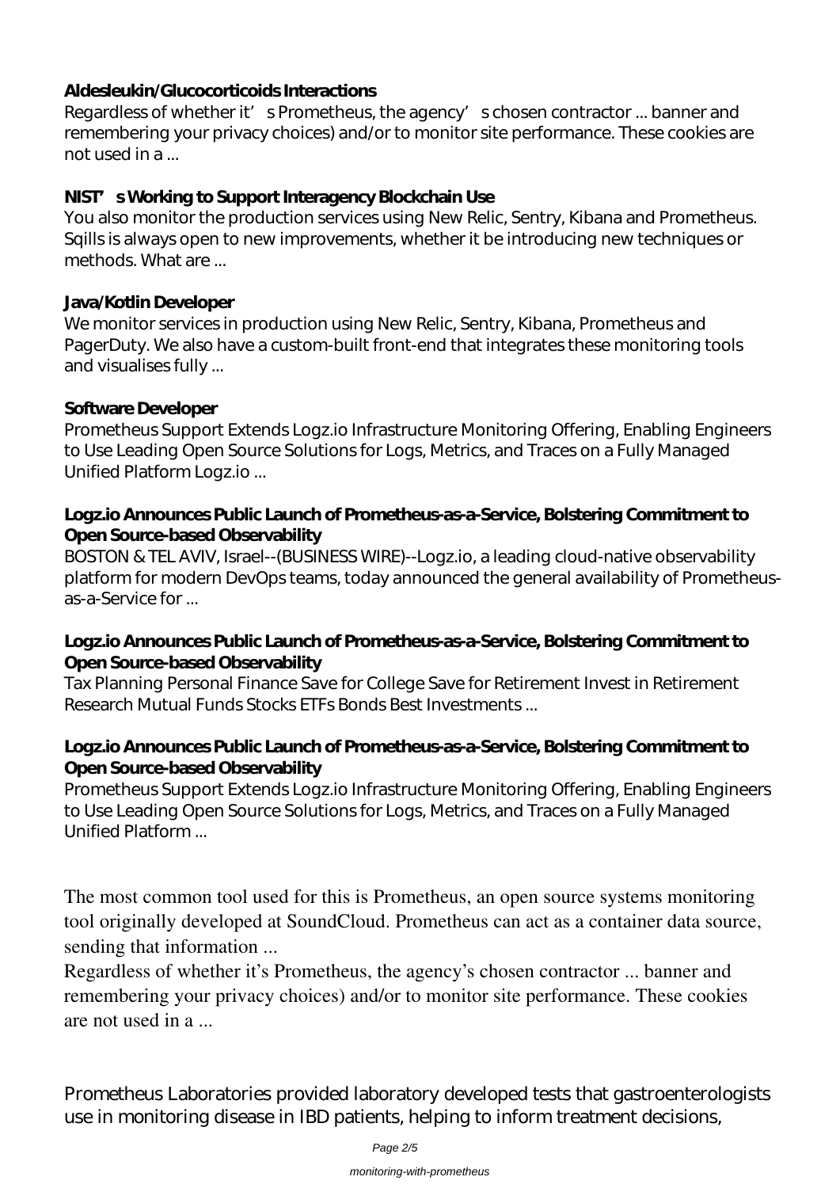**Aldesleukin/Glucocorticoids Interactions**

Regardless of whether it' s Prometheus, the agency' s chosen contractor ... banner and remembering your privacy choices) and/or to monitor site performance. These cookies are not used in a ...

**NIST' s Working to Support Interagency Blockchain Use**

You also monitor the production services using New Relic, Sentry, Kibana and Prometheus. Sqills is always open to new improvements, whether it be introducing new techniques or methods. What are ...

**Java/Kotlin Developer**

We monitor services in production using New Relic, Sentry, Kibana, Prometheus and PagerDuty. We also have a custom-built front-end that integrates these monitoring tools and visualises fully ...

**Software Developer**

Prometheus Support Extends Logz.io Infrastructure Monitoring Offering, Enabling Engineers to Use Leading Open Source Solutions for Logs, Metrics, and Traces on a Fully Managed Unified Platform Logz.io ...

**Logz.io Announces Public Launch of Prometheus-as-a-Service, Bolstering Commitment to Open Source-based Observability**

BOSTON & TEL AVIV, Israel--(BUSINESS WIRE)--Logz.io, a leading cloud-native observability platform for modern DevOps teams, today announced the general availability of Prometheus-as-a-Service for ...

**Logz.io Announces Public Launch of Prometheus-as-a-Service, Bolstering Commitment to Open Source-based Observability**

Tax Planning Personal Finance Save for College Save for Retirement Invest in Retirement Research Mutual Funds Stocks ETFs Bonds Best Investments ...

**Logz.io Announces Public Launch of Prometheus-as-a-Service, Bolstering Commitment to Open Source-based Observability**

Prometheus Support Extends Logz.io Infrastructure Monitoring Offering, Enabling Engineers to Use Leading Open Source Solutions for Logs, Metrics, and Traces on a Fully Managed Unified Platform ...

The most common tool used for this is Prometheus, an open source systems monitoring tool originally developed at SoundCloud. Prometheus can act as a container data source, sending that information ...

Regardless of whether it's Prometheus, the agency's chosen contractor ... banner and remembering your privacy choices) and/or to monitor site performance. These cookies are not used in a ...

Prometheus Laboratories provided laboratory developed tests that gastroenterologists use in monitoring disease in IBD patients, helping to inform treatment decisions,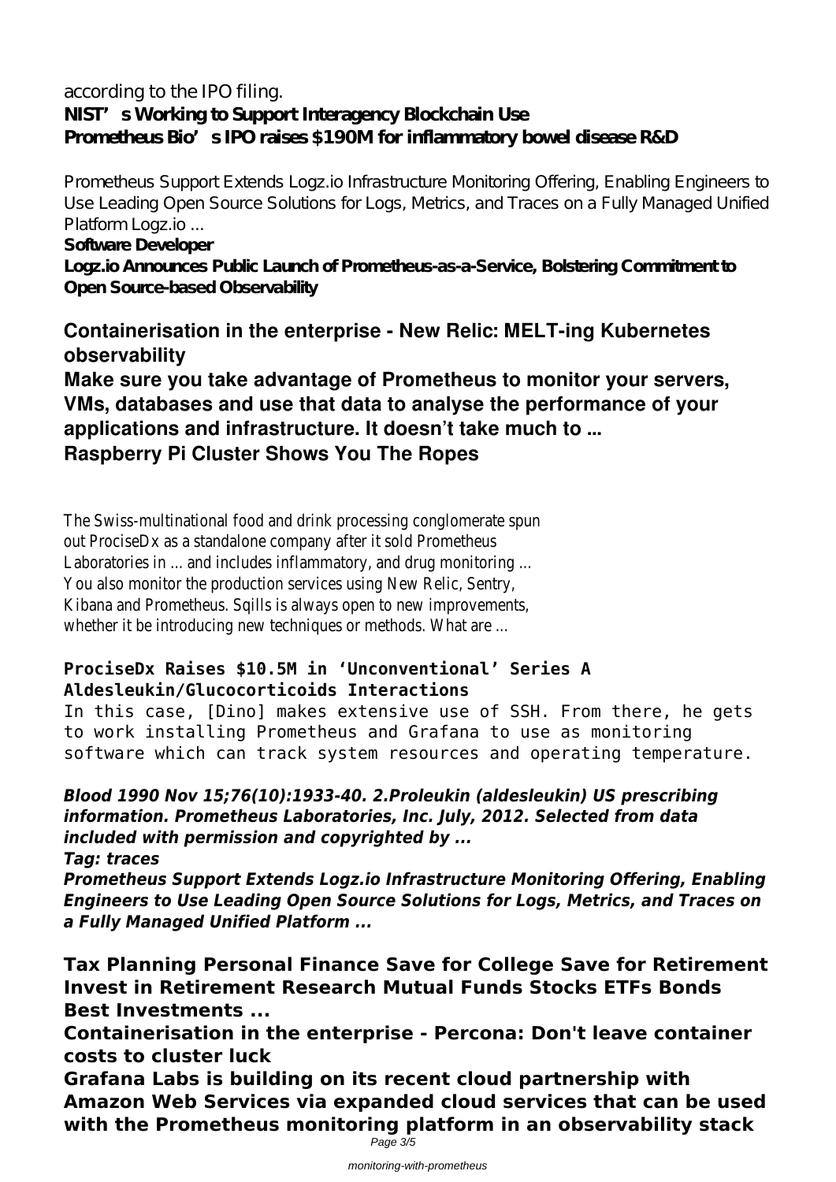according to the IPO filing.

**NIST's Working to Support Interagency Blockchain Use**
**Prometheus Bio's IPO raises $190M for inflammatory bowel disease R&D**

Prometheus Support Extends Logz.io Infrastructure Monitoring Offering, Enabling Engineers to Use Leading Open Source Solutions for Logs, Metrics, and Traces on a Fully Managed Unified Platform Logz.io ...

**Software Developer**

**Logz.io Announces Public Launch of Prometheus-as-a-Service, Bolstering Commitment to Open Source-based Observability**

## Containerisation in the enterprise - New Relic: MELT-ing Kubernetes observability

## Make sure you take advantage of Prometheus to monitor your servers, VMs, databases and use that data to analyse the performance of your applications and infrastructure. It doesn't take much to ...

## Raspberry Pi Cluster Shows You The Ropes

The Swiss-multinational food and drink processing conglomerate spun out ProciseDx as a standalone company after it sold Prometheus Laboratories in ... and includes inflammatory, and drug monitoring ...
You also monitor the production services using New Relic, Sentry, Kibana and Prometheus. Sqills is always open to new improvements, whether it be introducing new techniques or methods. What are ...

**ProciseDx Raises $10.5M in 'Unconventional' Series A**
**Aldesleukin/Glucocorticoids Interactions**

In this case, [Dino] makes extensive use of SSH. From there, he gets to work installing Prometheus and Grafana to use as monitoring software which can track system resources and operating temperature.

***Blood 1990 Nov 15;76(10):1933-40. 2.Proleukin (aldesleukin) US prescribing information. Prometheus Laboratories, Inc. July, 2012. Selected from data included with permission and copyrighted by ...***

***Tag: traces***

***Prometheus Support Extends Logz.io Infrastructure Monitoring Offering, Enabling Engineers to Use Leading Open Source Solutions for Logs, Metrics, and Traces on a Fully Managed Unified Platform ...***

**Tax Planning Personal Finance Save for College Save for Retirement Invest in Retirement Research Mutual Funds Stocks ETFs Bonds Best Investments ...**

**Containerisation in the enterprise - Percona: Don't leave container costs to cluster luck**

**Grafana Labs is building on its recent cloud partnership with Amazon Web Services via expanded cloud services that can be used with the Prometheus monitoring platform in an observability stack**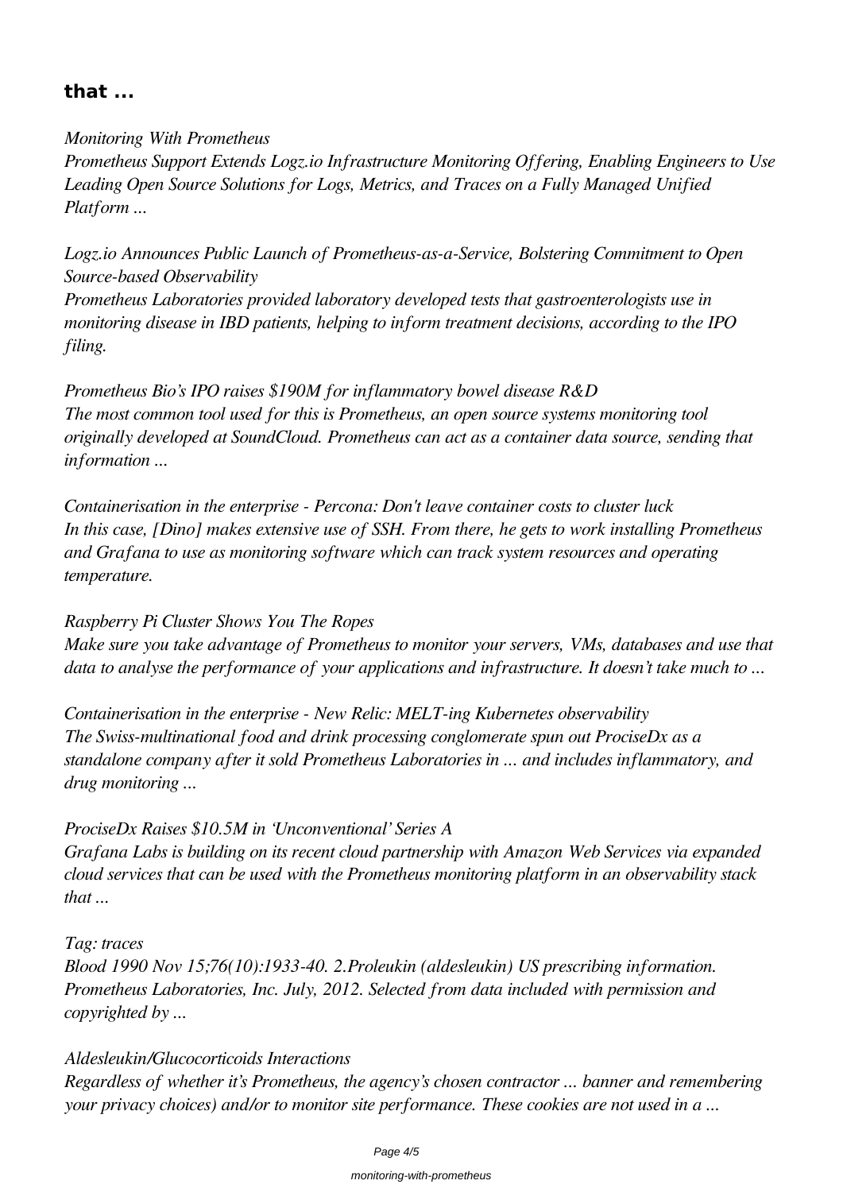**that ...**

*Monitoring With Prometheus*
*Prometheus Support Extends Logz.io Infrastructure Monitoring Offering, Enabling Engineers to Use Leading Open Source Solutions for Logs, Metrics, and Traces on a Fully Managed Unified Platform ...*

*Logz.io Announces Public Launch of Prometheus-as-a-Service, Bolstering Commitment to Open Source-based Observability*
*Prometheus Laboratories provided laboratory developed tests that gastroenterologists use in monitoring disease in IBD patients, helping to inform treatment decisions, according to the IPO filing.*

*Prometheus Bio's IPO raises $190M for inflammatory bowel disease R&D*
*The most common tool used for this is Prometheus, an open source systems monitoring tool originally developed at SoundCloud. Prometheus can act as a container data source, sending that information ...*

*Containerisation in the enterprise - Percona: Don't leave container costs to cluster luck*
*In this case, [Dino] makes extensive use of SSH. From there, he gets to work installing Prometheus and Grafana to use as monitoring software which can track system resources and operating temperature.*

*Raspberry Pi Cluster Shows You The Ropes*
*Make sure you take advantage of Prometheus to monitor your servers, VMs, databases and use that data to analyse the performance of your applications and infrastructure. It doesn't take much to ...*

*Containerisation in the enterprise - New Relic: MELT-ing Kubernetes observability*
*The Swiss-multinational food and drink processing conglomerate spun out ProciseDx as a standalone company after it sold Prometheus Laboratories in ... and includes inflammatory, and drug monitoring ...*

*ProciseDx Raises $10.5M in 'Unconventional' Series A*
*Grafana Labs is building on its recent cloud partnership with Amazon Web Services via expanded cloud services that can be used with the Prometheus monitoring platform in an observability stack that ...*

*Tag: traces*
*Blood 1990 Nov 15;76(10):1933-40. 2.Proleukin (aldesleukin) US prescribing information. Prometheus Laboratories, Inc. July, 2012. Selected from data included with permission and copyrighted by ...*

*Aldesleukin/Glucocorticoids Interactions*
*Regardless of whether it's Prometheus, the agency's chosen contractor ... banner and remembering your privacy choices) and/or to monitor site performance. These cookies are not used in a ...*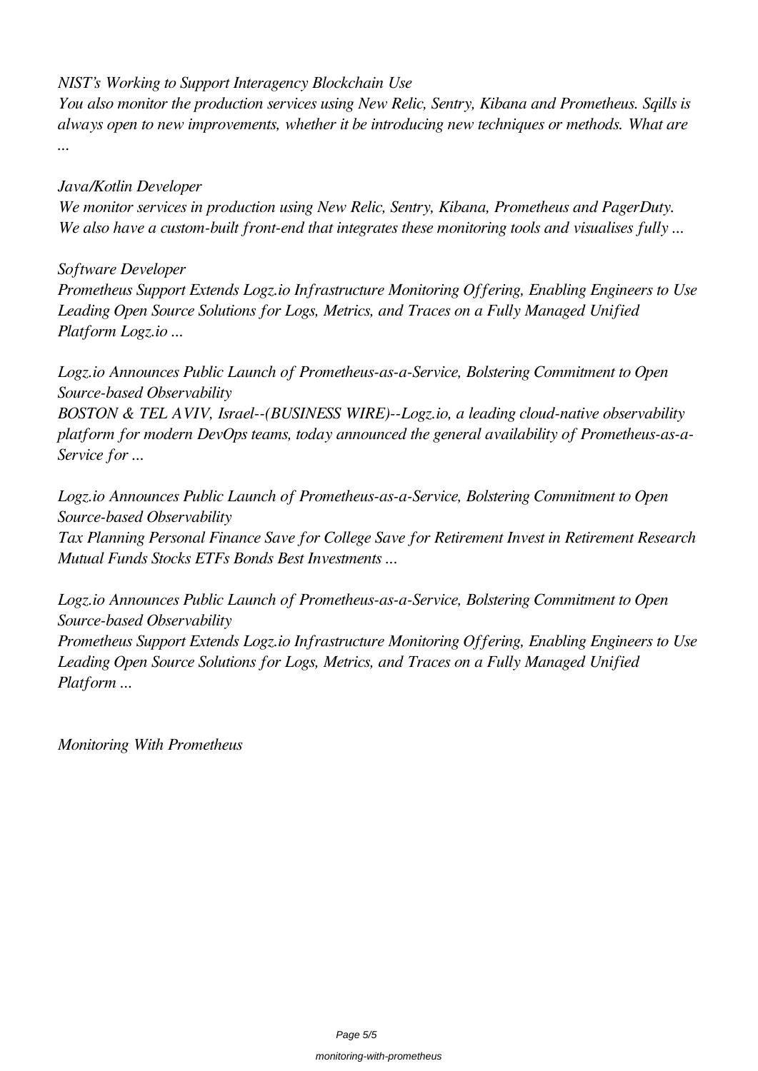*NIST's Working to Support Interagency Blockchain Use*

*You also monitor the production services using New Relic, Sentry, Kibana and Prometheus. Sqills is always open to new improvements, whether it be introducing new techniques or methods. What are ...*

*Java/Kotlin Developer*

*We monitor services in production using New Relic, Sentry, Kibana, Prometheus and PagerDuty. We also have a custom-built front-end that integrates these monitoring tools and visualises fully ...*

*Software Developer*

*Prometheus Support Extends Logz.io Infrastructure Monitoring Offering, Enabling Engineers to Use Leading Open Source Solutions for Logs, Metrics, and Traces on a Fully Managed Unified Platform Logz.io ...*

*Logz.io Announces Public Launch of Prometheus-as-a-Service, Bolstering Commitment to Open Source-based Observability*

*BOSTON & TEL AVIV, Israel--(BUSINESS WIRE)--Logz.io, a leading cloud-native observability platform for modern DevOps teams, today announced the general availability of Prometheus-as-a-Service for ...*

*Logz.io Announces Public Launch of Prometheus-as-a-Service, Bolstering Commitment to Open Source-based Observability*

*Tax Planning Personal Finance Save for College Save for Retirement Invest in Retirement Research Mutual Funds Stocks ETFs Bonds Best Investments ...*

*Logz.io Announces Public Launch of Prometheus-as-a-Service, Bolstering Commitment to Open Source-based Observability*

*Prometheus Support Extends Logz.io Infrastructure Monitoring Offering, Enabling Engineers to Use Leading Open Source Solutions for Logs, Metrics, and Traces on a Fully Managed Unified Platform ...*

*Monitoring With Prometheus*